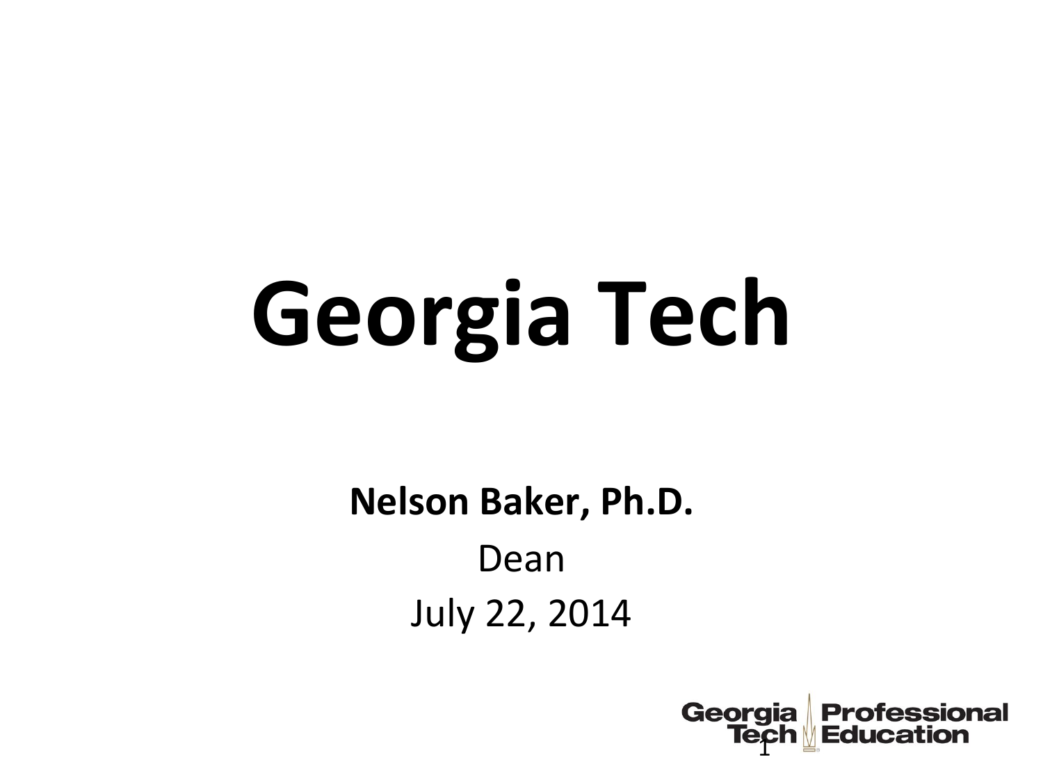# Georgia Tech

**Nelson Baker, Ph.D.**

Dean

July 22, 2014

Georgia Tech Professional Education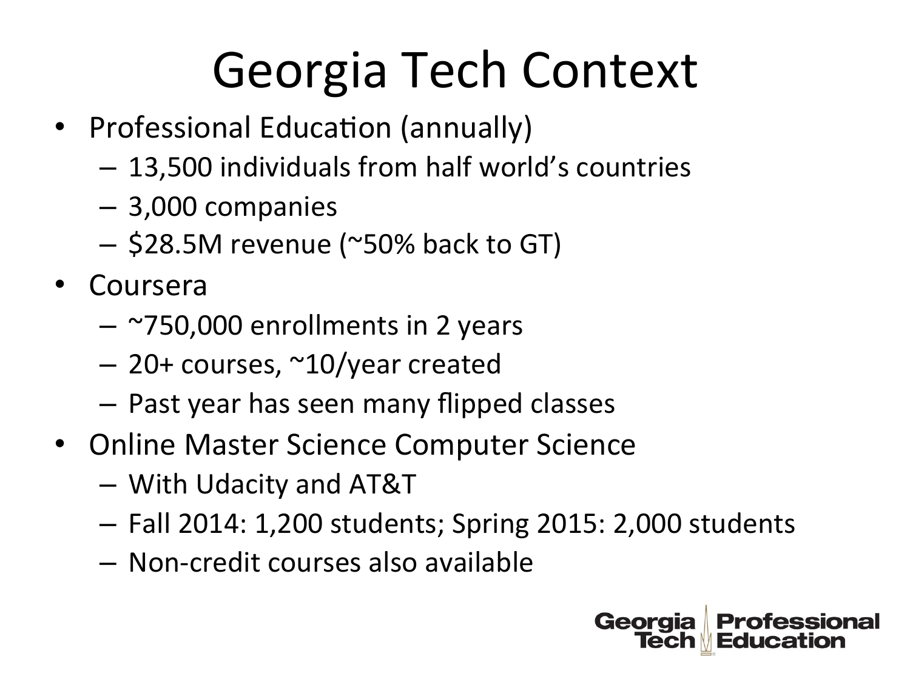# Georgia Tech Context

- Professional Education (annually)
  - 13,500 individuals from half world's countries
  - 3,000 companies
  - $28.5M revenue (~50% back to GT)
- Coursera
  - ~750,000 enrollments in 2 years
  - 20+ courses, ~10/year created
  - Past year has seen many flipped classes
- Online Master Science Computer Science
  - With Udacity and AT&T
  - Fall 2014: 1,200 students; Spring 2015: 2,000 students
  - Non-credit courses also available

Georgia Tech Professional Education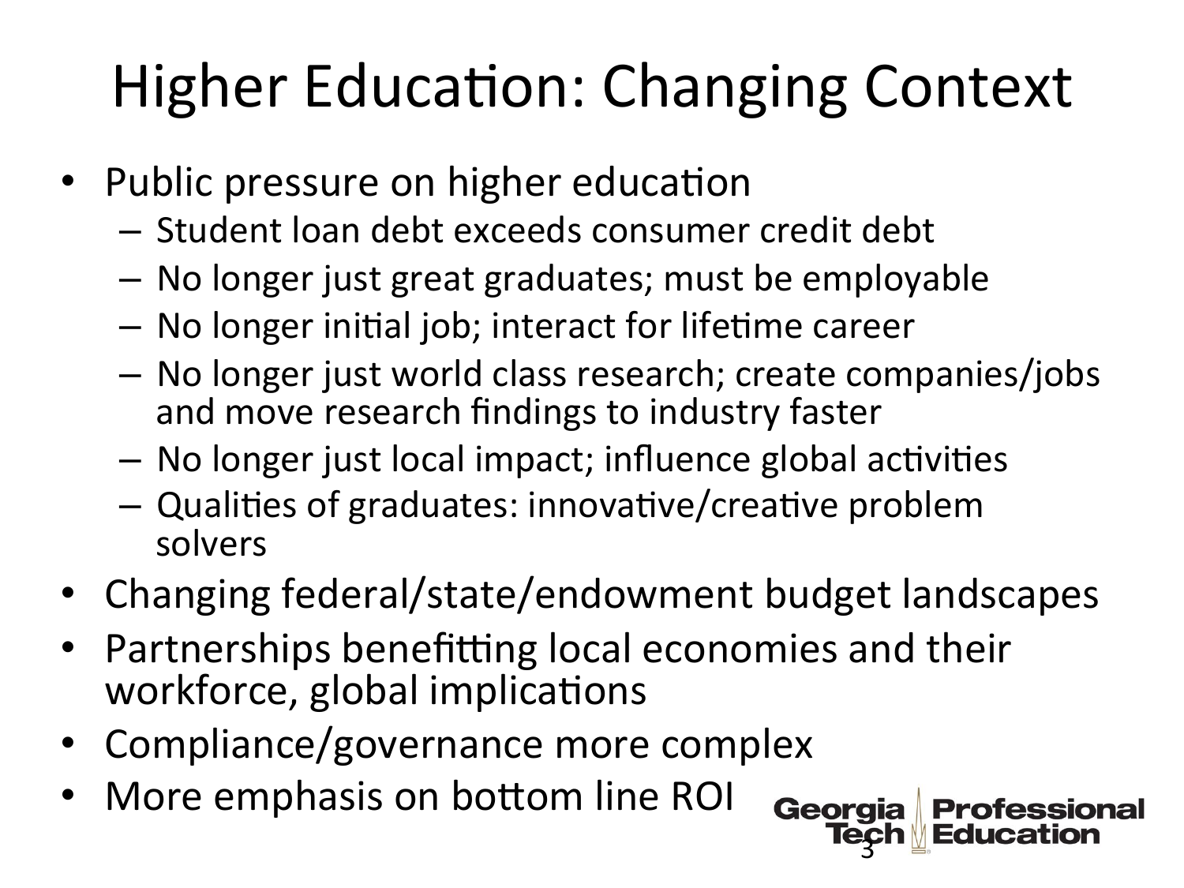# Higher Education: Changing Context

- Public pressure on higher education
  - Student loan debt exceeds consumer credit debt
  - No longer just great graduates; must be employable
  - No longer initial job; interact for lifetime career
  - No longer just world class research; create companies/jobs and move research findings to industry faster
  - No longer just local impact; influence global activities
  - Qualities of graduates: innovative/creative problem solvers
- Changing federal/state/endowment budget landscapes
- Partnerships benefitting local economies and their workforce, global implications
- Compliance/governance more complex
- More emphasis on bottom line ROI

Georgia Tech Professional Education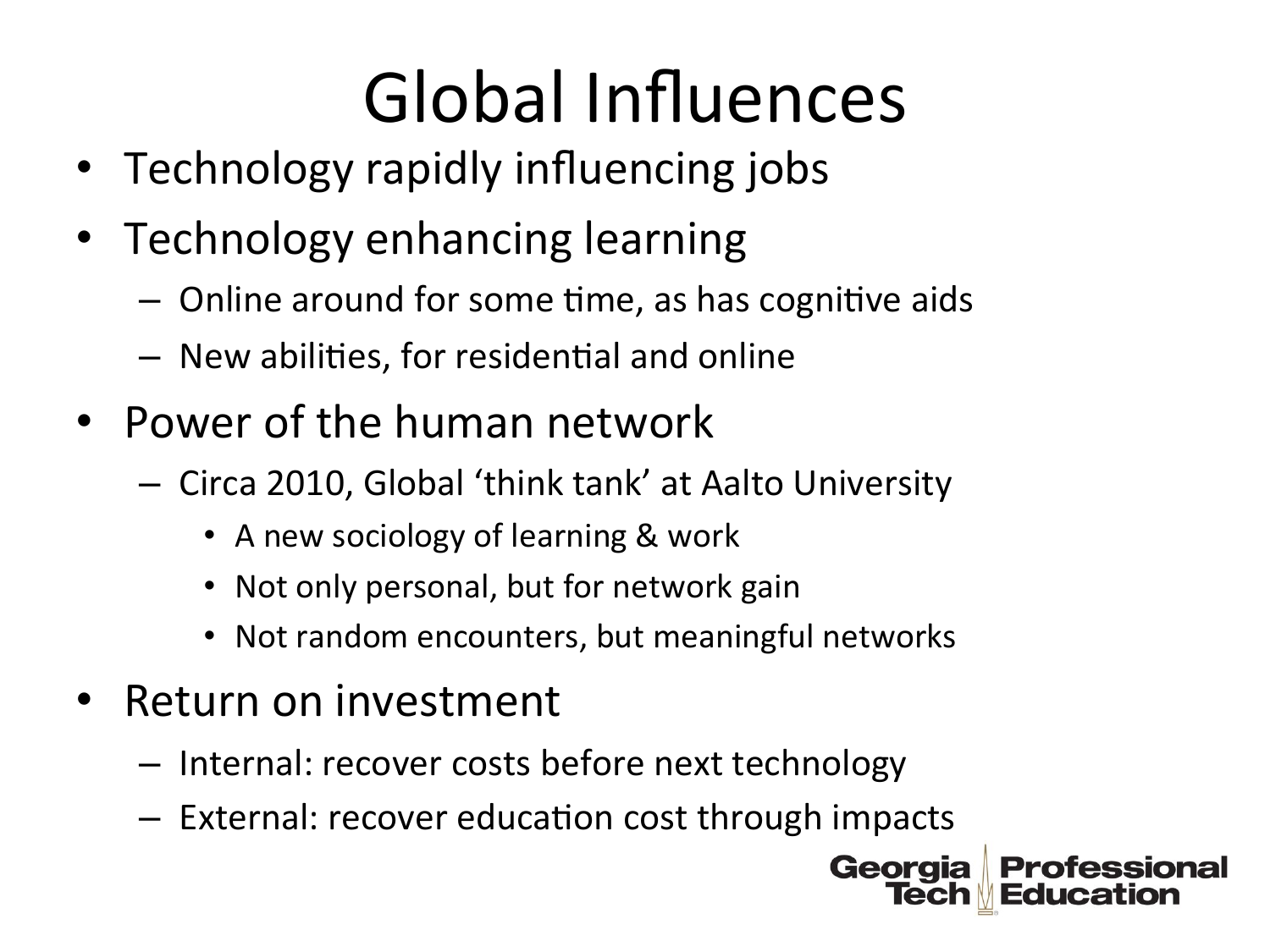# Global Influences

- Technology rapidly influencing jobs
- Technology enhancing learning
  - Online around for some time, as has cognitive aids
  - New abilities, for residential and online
- Power of the human network
  - Circa 2010, Global 'think tank' at Aalto University
    - A new sociology of learning & work
    - Not only personal, but for network gain
    - Not random encounters, but meaningful networks
- Return on investment
  - Internal: recover costs before next technology
  - External: recover education cost through impacts

Georgia Tech Professional Education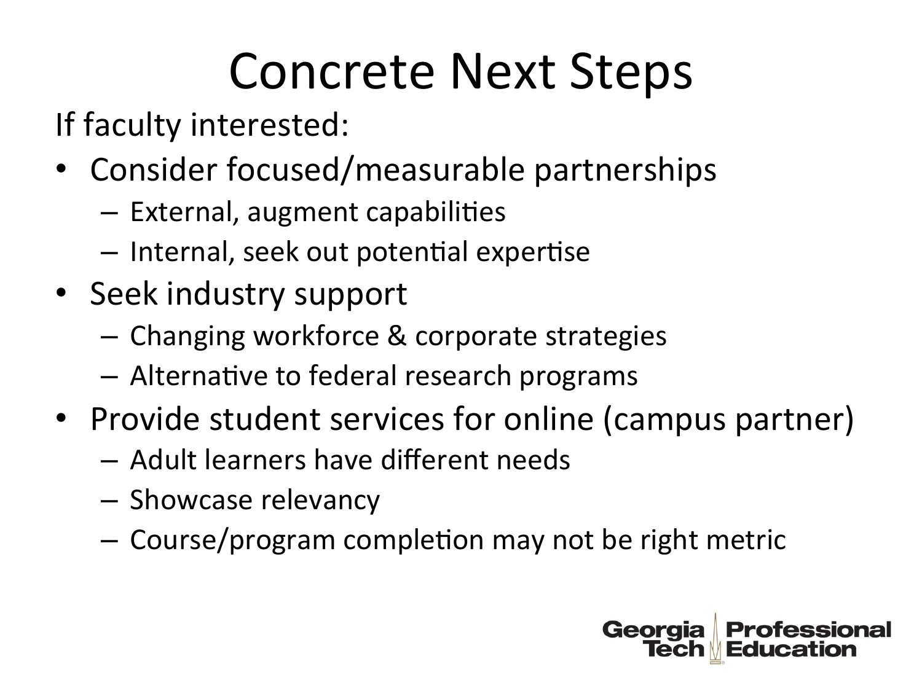# Concrete Next Steps

If faculty interested:

- Consider focused/measurable partnerships
  - External, augment capabilities
  - Internal, seek out potential expertise
- Seek industry support
  - Changing workforce & corporate strategies
  - Alternative to federal research programs
- Provide student services for online (campus partner)
  - Adult learners have different needs
  - Showcase relevancy
  - Course/program completion may not be right metric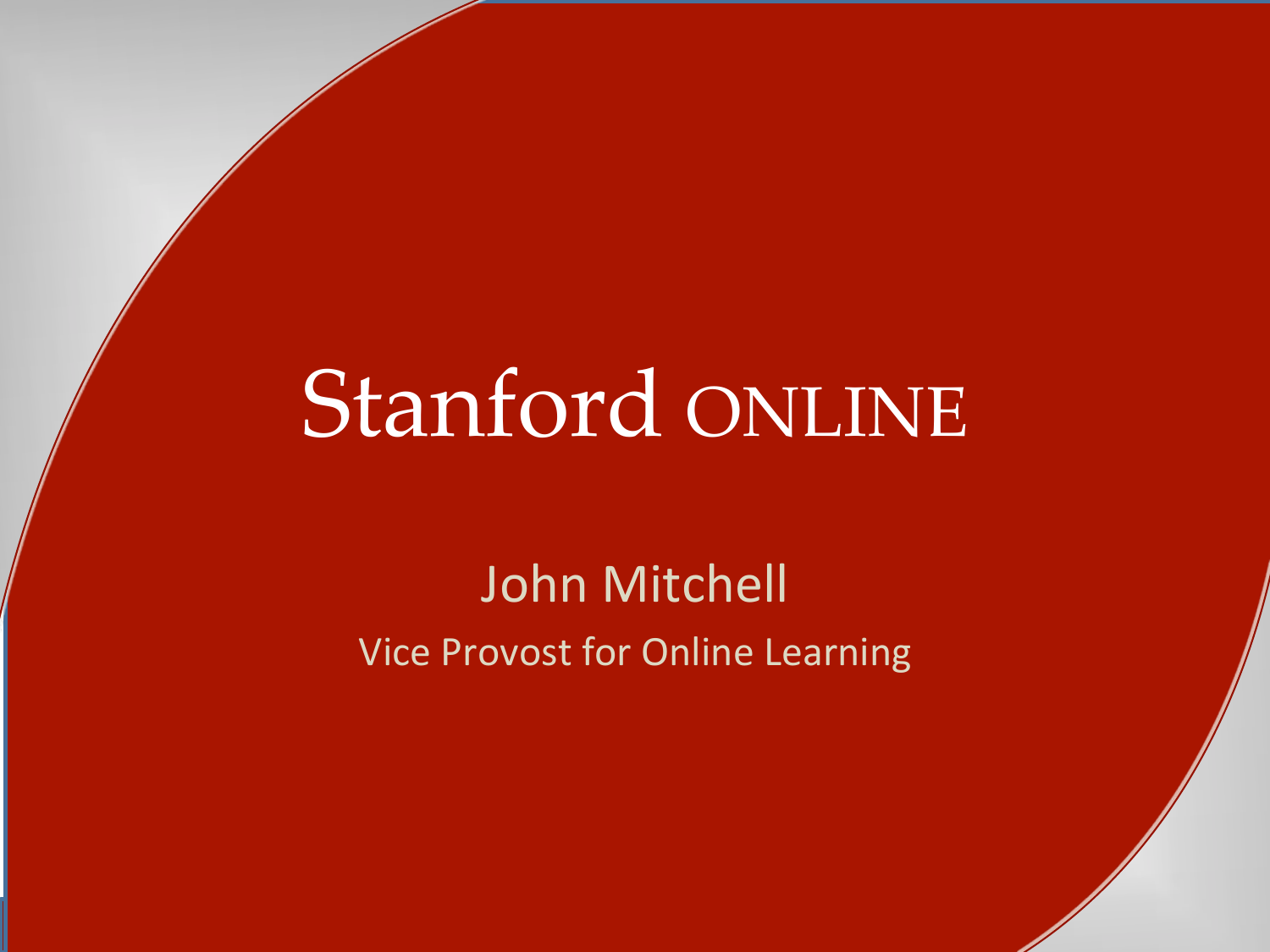# Stanford ONLINE

John Mitchell

Vice Provost for Online Learning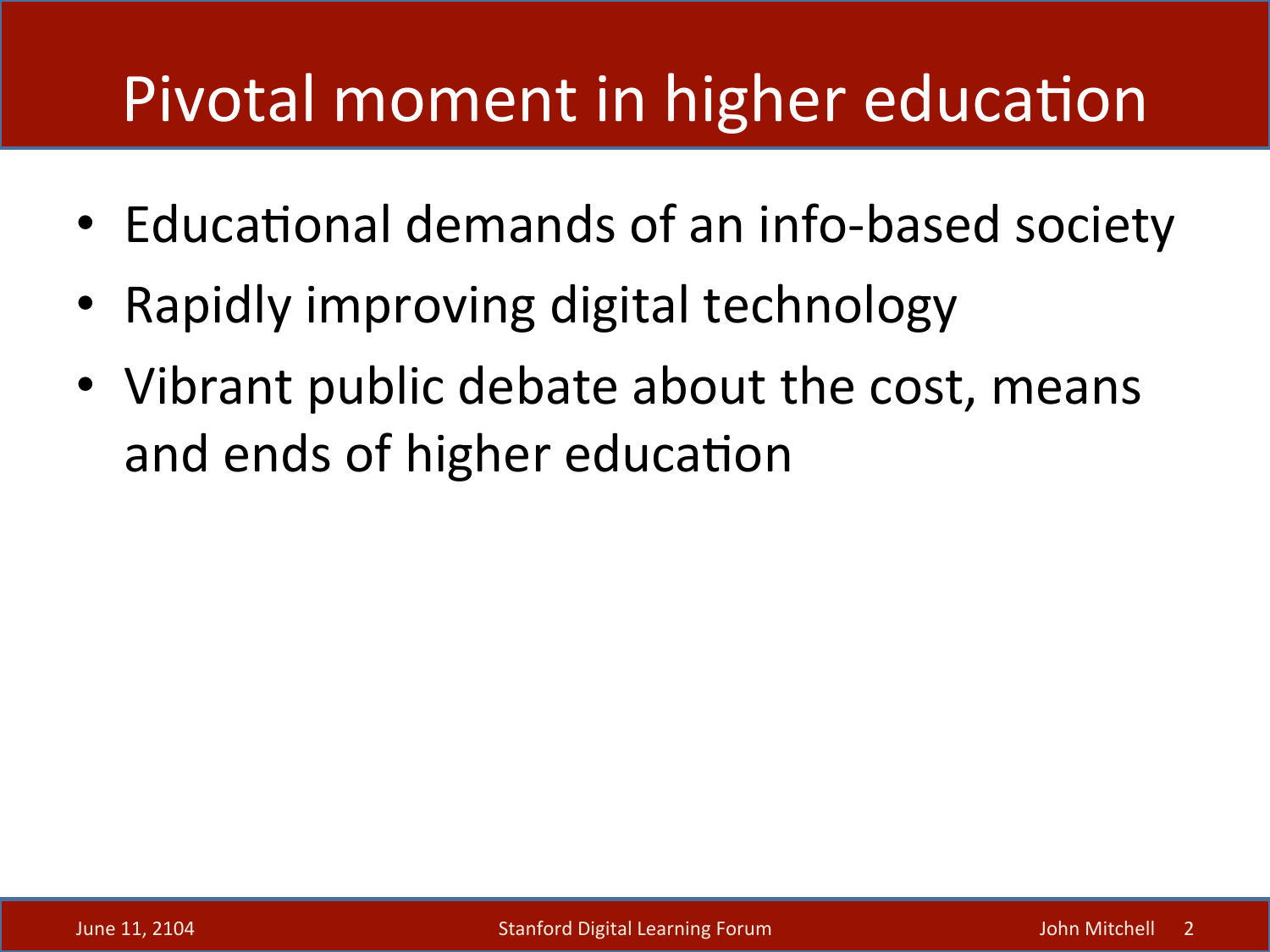# Pivotal moment in higher education

- Educational demands of an info-based society
- Rapidly improving digital technology
- Vibrant public debate about the cost, means and ends of higher education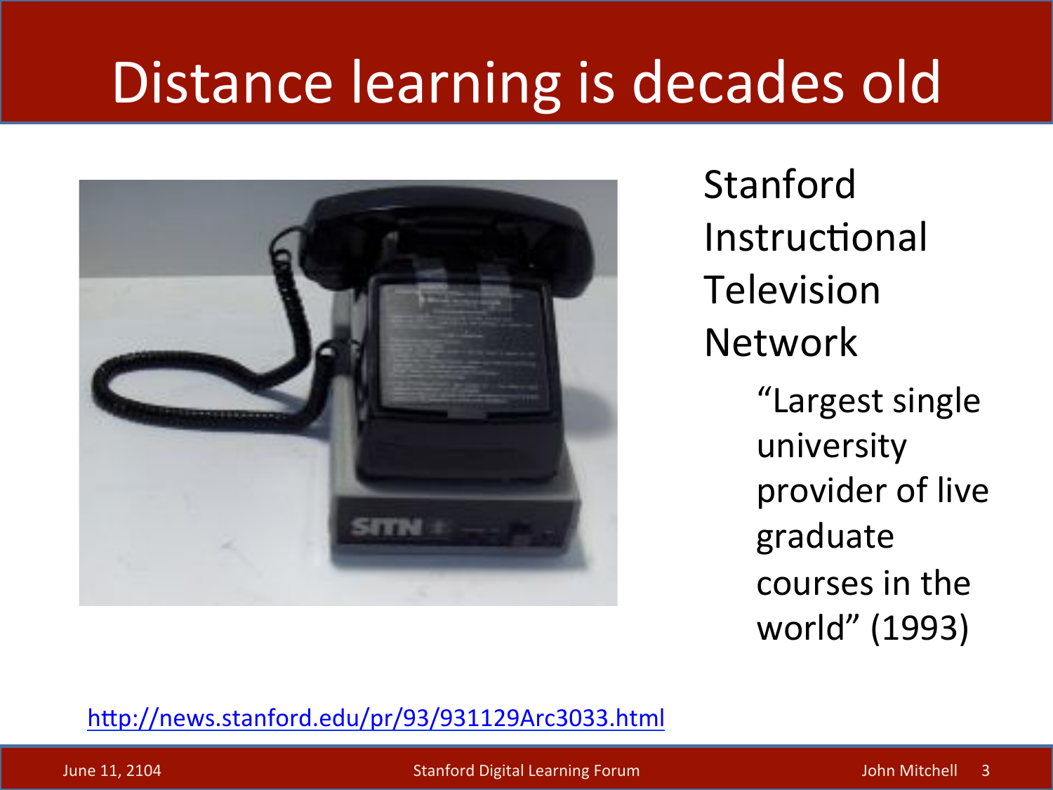# Distance learning is decades old

Stanford Instructional Television Network

> "Largest single university provider of live graduate courses in the world" (1993)

http://news.stanford.edu/pr/93/931129Arc3033.html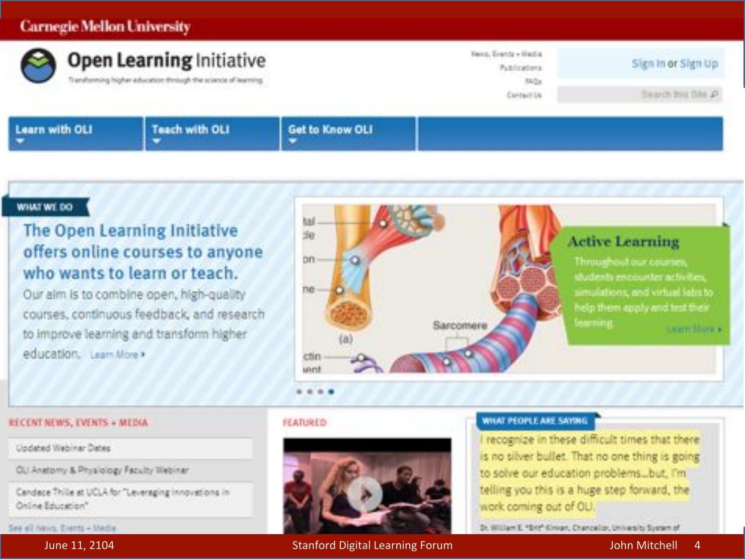Carnegie Mellon University

# Open Learning Initiative

Transforming higher education through the science of learning

News, Events + Media
Publications
FAQs
Contact Us

Sign In or Sign Up

Search this Site

Learn with OLI | Teach with OLI | Get to Know OLI

WHAT WE DO

## The Open Learning Initiative offers online courses to anyone who wants to learn or teach.

Our aim is to combine open, high-quality courses, continuous feedback, and research to improve learning and transform higher education. Learn More ▸

### Active Learning

Throughout our courses, students encounter activities, simulations, and virtual labs to help them apply and test their learning. Learn More ▸

RECENT NEWS, EVENTS + MEDIA

- Updated Webinar Dates
- OLI Anatomy & Physiology Faculty Webinar
- Candace Thille at UCLA for "Leveraging Innovations in Online Education"

See all News, Events + Media

FEATURED

WHAT PEOPLE ARE SAYING

I recognize in these difficult times that there is no silver bullet. That no one thing is going to solve our education problems...but, I'm telling you this is a huge step forward, the work coming out of OLI.

Dr. William E. "Brit" Kirwan, Chancellor, University System of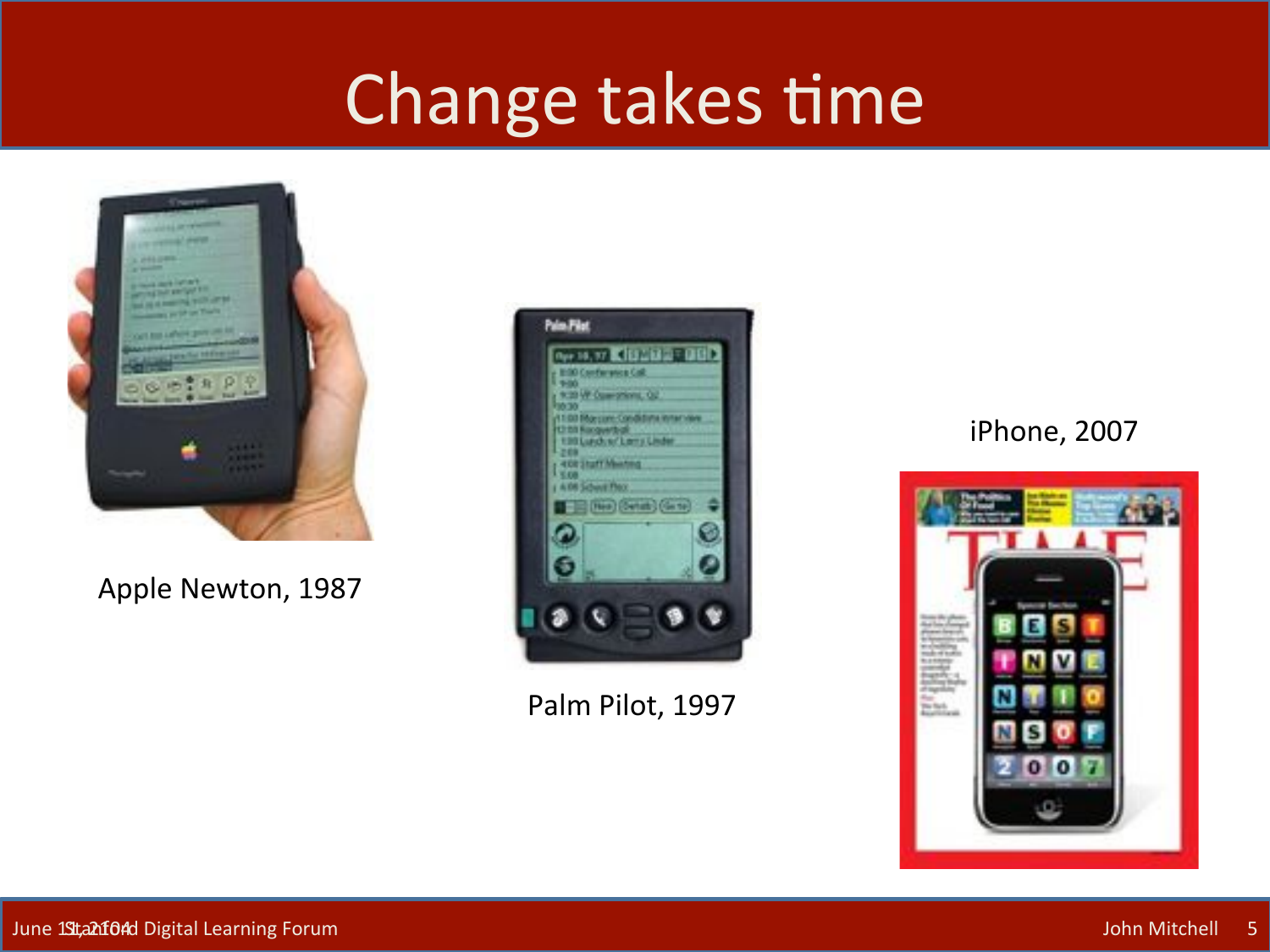# Change takes time

Apple Newton, 1987

Palm Pilot, 1997

iPhone, 2007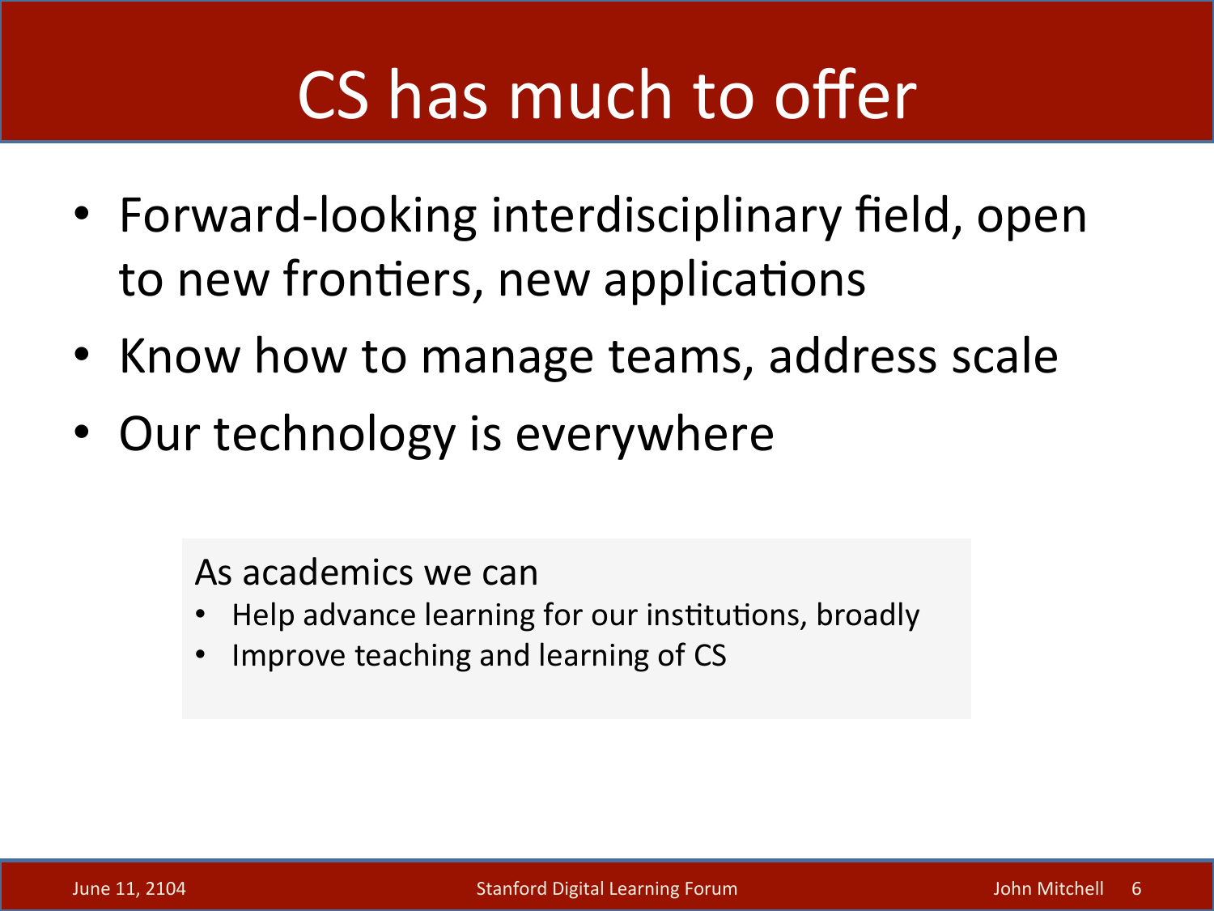# CS has much to offer

- Forward-looking interdisciplinary field, open to new frontiers, new applications
- Know how to manage teams, address scale
- Our technology is everywhere

As academics we can

- Help advance learning for our institutions, broadly
- Improve teaching and learning of CS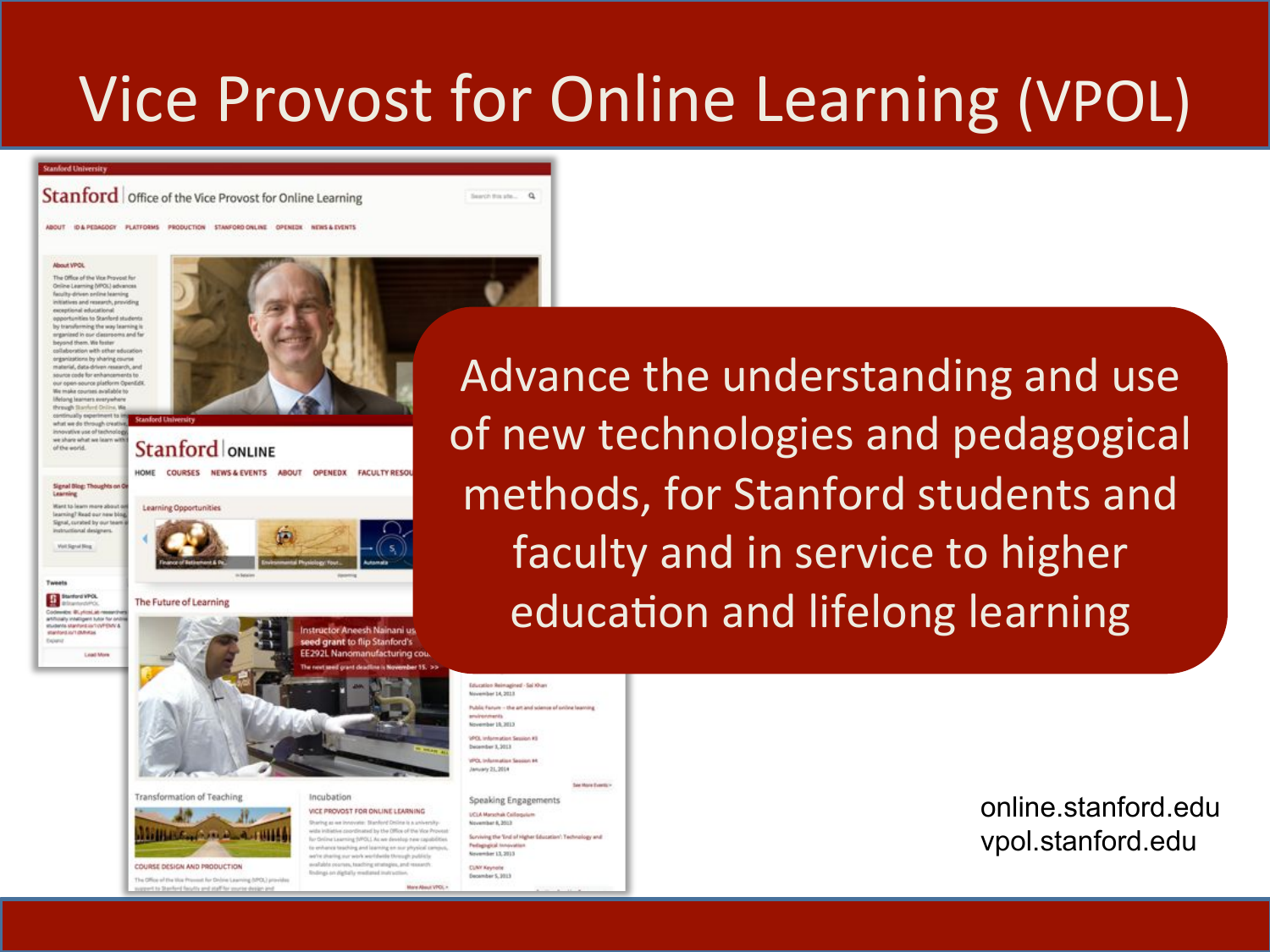# Vice Provost for Online Learning (VPOL)

Advance the understanding and use of new technologies and pedagogical methods, for Stanford students and faculty and in service to higher education and lifelong learning

online.stanford.edu
vpol.stanford.edu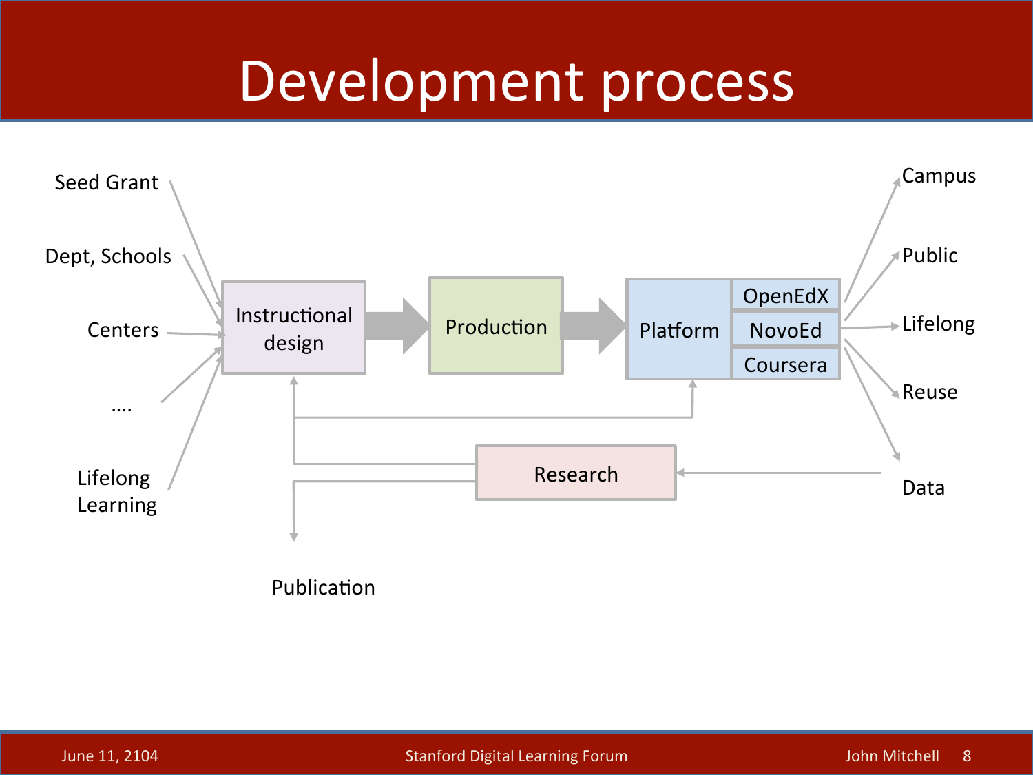# Development process

Seed Grant

Dept, Schools

Centers

….

Lifelong Learning

Instructional design → Production → Platform (OpenEdX, NovoEd, Coursera)

Campus

Public

Lifelong

Reuse

Data

Research

Publication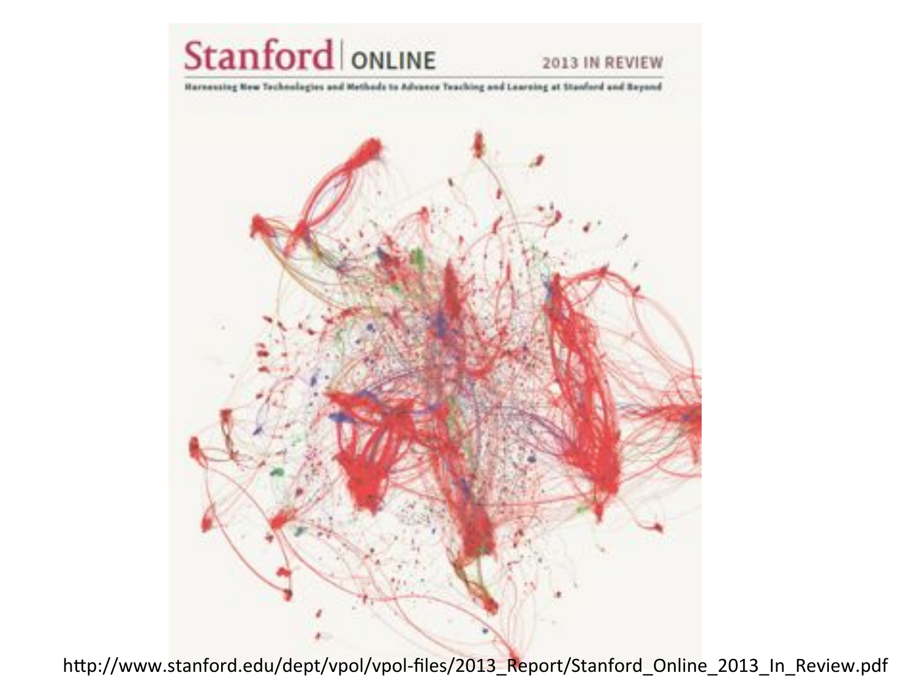# Stanford | ONLINE

2013 IN REVIEW

Harnessing New Technologies and Methods to Advance Teaching and Learning at Stanford and Beyond

http://www.stanford.edu/dept/vpol/vpol-files/2013_Report/Stanford_Online_2013_In_Review.pdf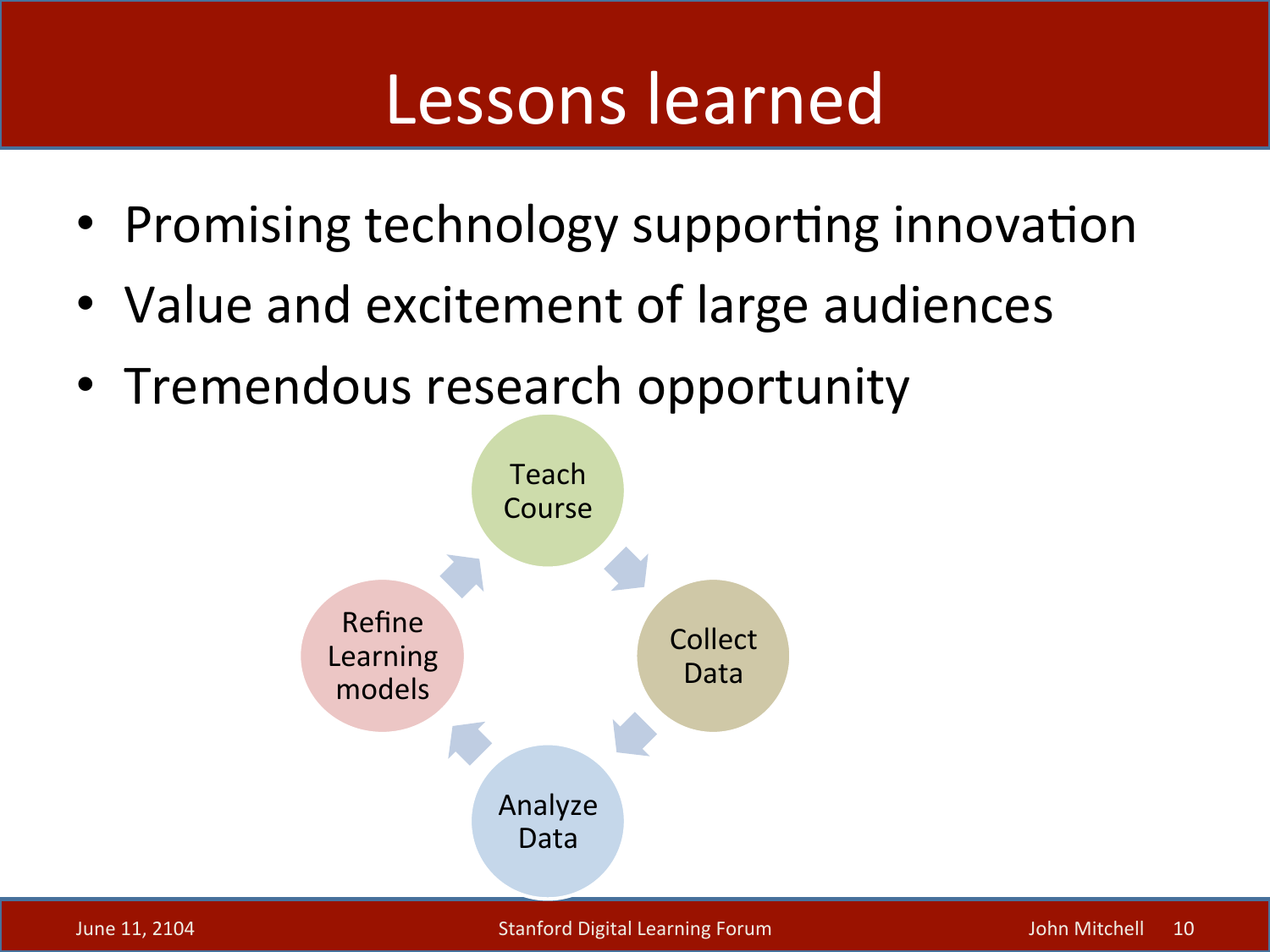# Lessons learned

- Promising technology supporting innovation
- Value and excitement of large audiences
- Tremendous research opportunity

Teach Course → Collect Data → Analyze Data → Refine Learning models → Teach Course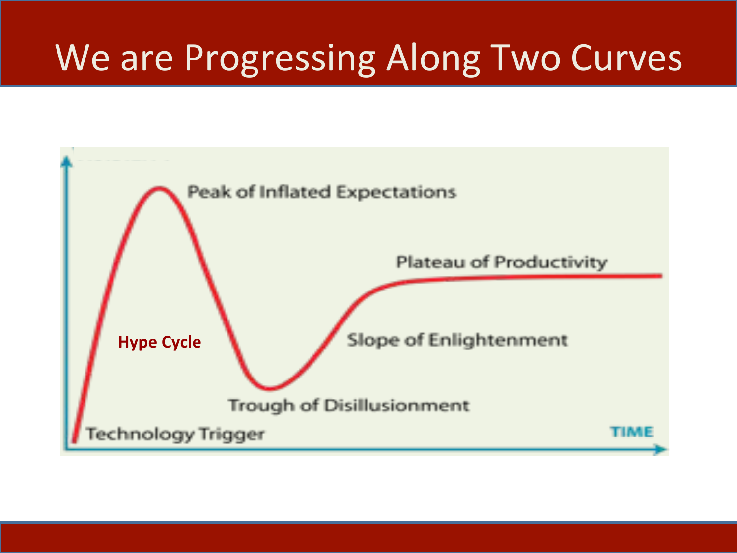# We are Progressing Along Two Curves

Peak of Inflated Expectations

Plateau of Productivity

Hype Cycle

Slope of Enlightenment

Trough of Disillusionment

Technology Trigger

TIME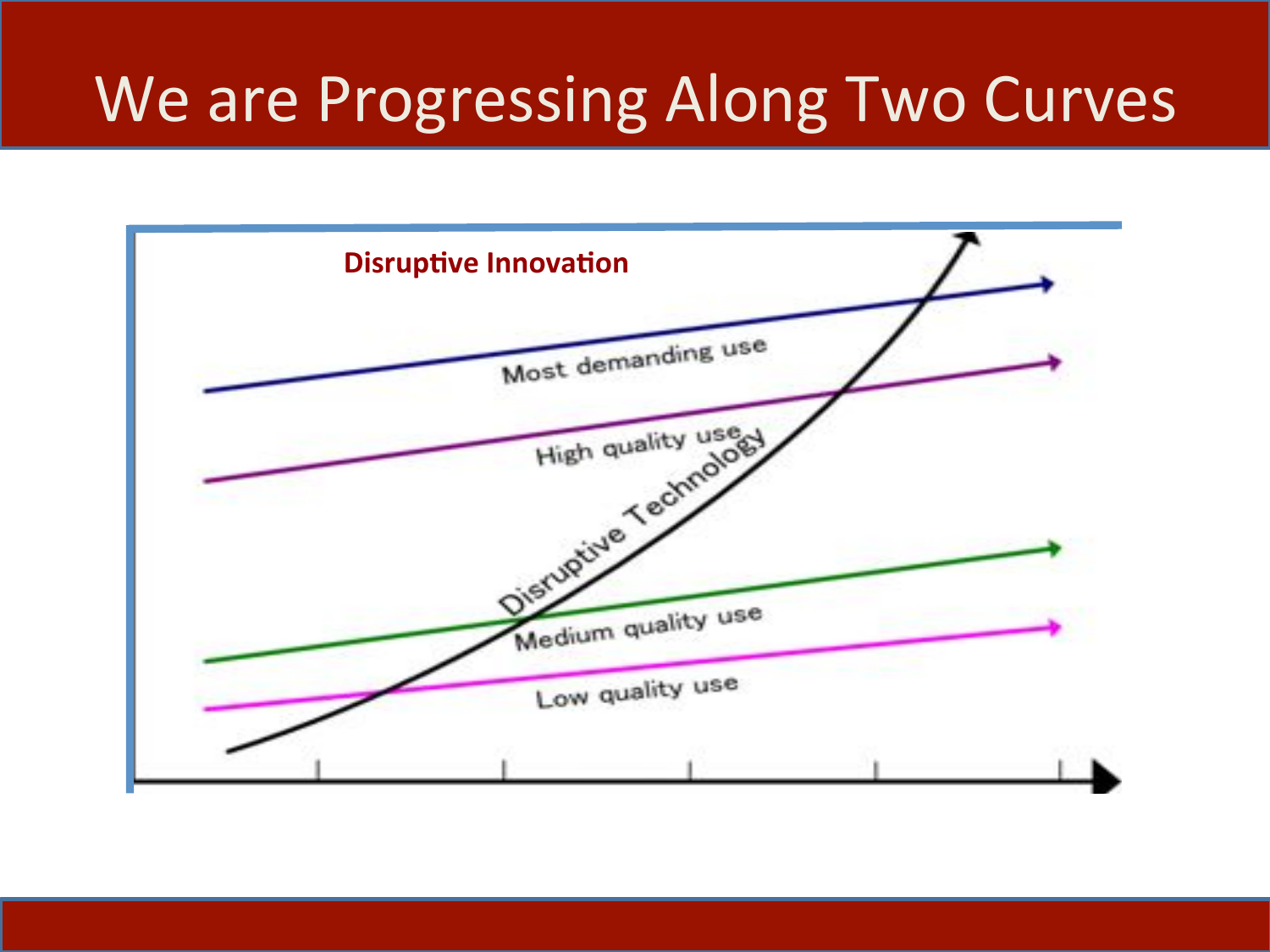# We are Progressing Along Two Curves

**Disruptive Innovation**

Most demanding use

High quality use

Disruptive Technology

Medium quality use

Low quality use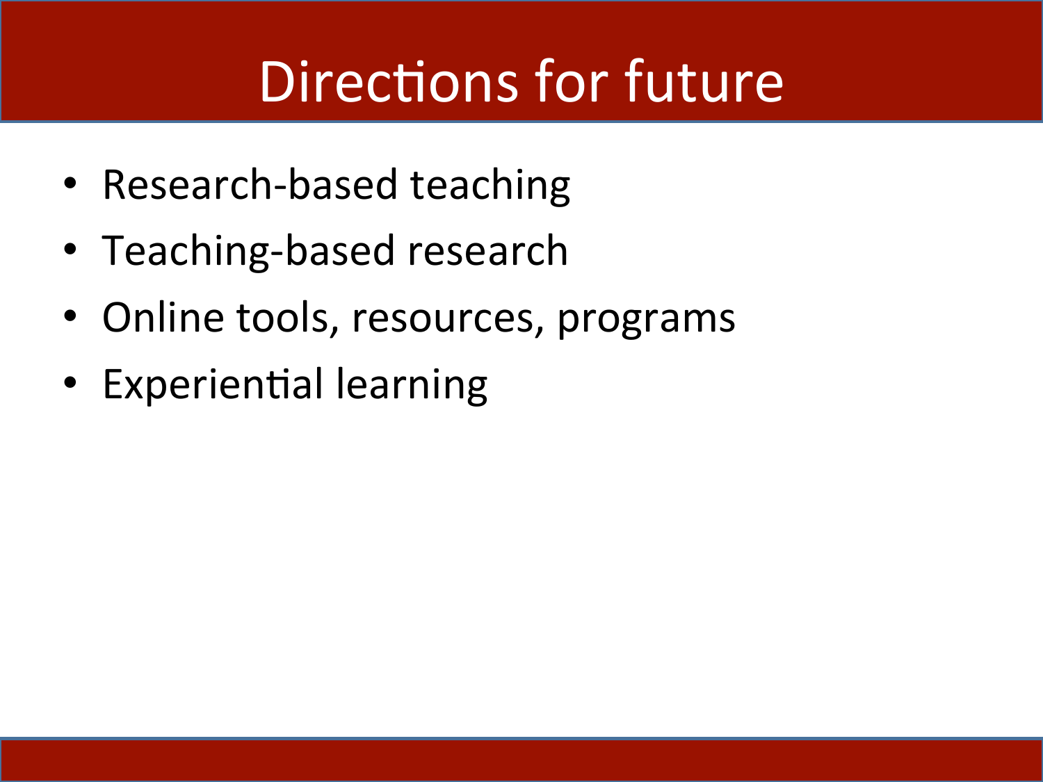# Directions for future

- Research-based teaching
- Teaching-based research
- Online tools, resources, programs
- Experiential learning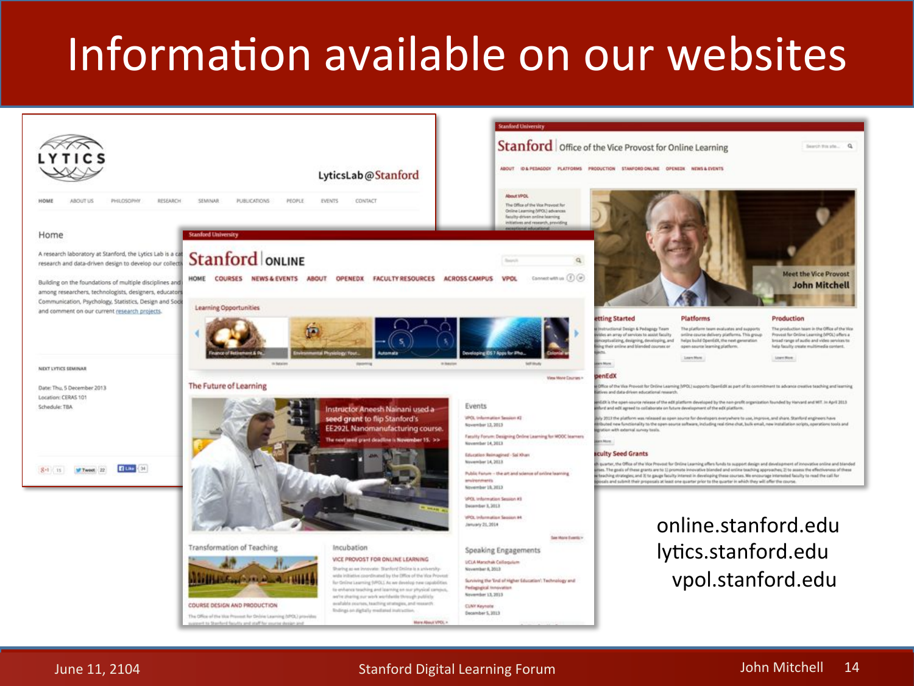# Information available on our websites

online.stanford.edu
lytics.stanford.edu
vpol.stanford.edu